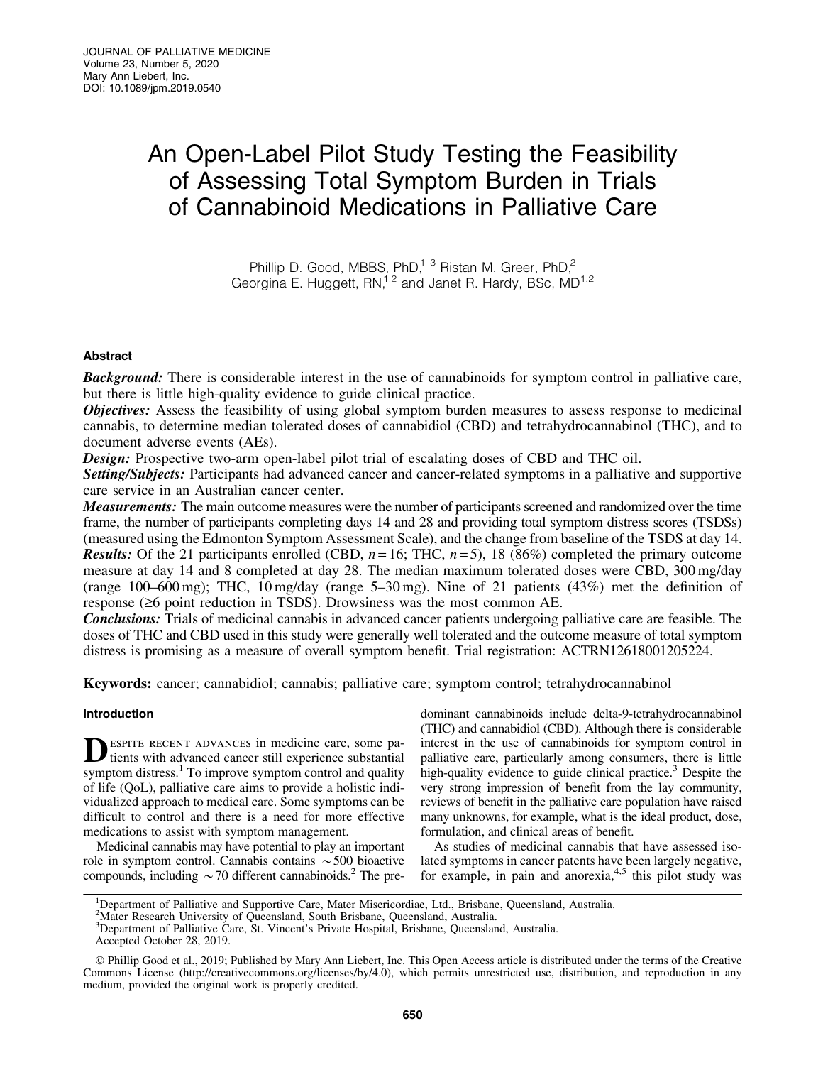# An Open-Label Pilot Study Testing the Feasibility of Assessing Total Symptom Burden in Trials of Cannabinoid Medications in Palliative Care

Phillip D. Good, MBBS, PhD,[1–3] Ristan M. Greer, PhD,[2] Georgina E. Huggett, RN,[1,2] and Janet R. Hardy, BSc, MD[1,2]

## Abstract

***Background:*** There is considerable interest in the use of cannabinoids for symptom control in palliative care, but there is little high-quality evidence to guide clinical practice.

***Objectives:*** Assess the feasibility of using global symptom burden measures to assess response to medicinal cannabis, to determine median tolerated doses of cannabidiol (CBD) and tetrahydrocannabinol (THC), and to document adverse events (AEs).

***Design:*** Prospective two-arm open-label pilot trial of escalating doses of CBD and THC oil.

***Setting/Subjects:*** Participants had advanced cancer and cancer-related symptoms in a palliative and supportive care service in an Australian cancer center.

***Measurements:*** The main outcome measures were the number of participants screened and randomized over the time frame, the number of participants completing days 14 and 28 and providing total symptom distress scores (TSDSs) (measured using the Edmonton Symptom Assessment Scale), and the change from baseline of the TSDS at day 14.

***Results:*** Of the 21 participants enrolled (CBD, $n=16$; THC, $n=5$), 18 (86%) completed the primary outcome measure at day 14 and 8 completed at day 28. The median maximum tolerated doses were CBD, 300 mg/day (range 100–600 mg); THC, 10 mg/day (range 5–30 mg). Nine of 21 patients (43%) met the definition of response (≥6 point reduction in TSDS). Drowsiness was the most common AE.

***Conclusions:*** Trials of medicinal cannabis in advanced cancer patients undergoing palliative care are feasible. The doses of THC and CBD used in this study were generally well tolerated and the outcome measure of total symptom distress is promising as a measure of overall symptom benefit. Trial registration: ACTRN12618001205224.

**Keywords:** cancer; cannabidiol; cannabis; palliative care; symptom control; tetrahydrocannabinol

## Introduction

Despite recent advances in medicine care, some patients with advanced cancer still experience substantial symptom distress.[1] To improve symptom control and quality of life (QoL), palliative care aims to provide a holistic individualized approach to medical care. Some symptoms can be difficult to control and there is a need for more effective medications to assist with symptom management.

Medicinal cannabis may have potential to play an important role in symptom control. Cannabis contains ∼500 bioactive compounds, including ∼70 different cannabinoids.[2] The predominant cannabinoids include delta-9-tetrahydrocannabinol (THC) and cannabidiol (CBD). Although there is considerable interest in the use of cannabinoids for symptom control in palliative care, particularly among consumers, there is little high-quality evidence to guide clinical practice.[3] Despite the very strong impression of benefit from the lay community, reviews of benefit in the palliative care population have raised many unknowns, for example, what is the ideal product, dose, formulation, and clinical areas of benefit.

As studies of medicinal cannabis that have assessed isolated symptoms in cancer patents have been largely negative, for example, in pain and anorexia,[4,5] this pilot study was

---

[1] Department of Palliative and Supportive Care, Mater Misericordiae, Ltd., Brisbane, Queensland, Australia.
[2] Mater Research University of Queensland, South Brisbane, Queensland, Australia.
[3] Department of Palliative Care, St. Vincent's Private Hospital, Brisbane, Queensland, Australia.
Accepted October 28, 2019.

© Phillip Good et al., 2019; Published by Mary Ann Liebert, Inc. This Open Access article is distributed under the terms of the Creative Commons License (http://creativecommons.org/licenses/by/4.0), which permits unrestricted use, distribution, and reproduction in any medium, provided the original work is properly credited.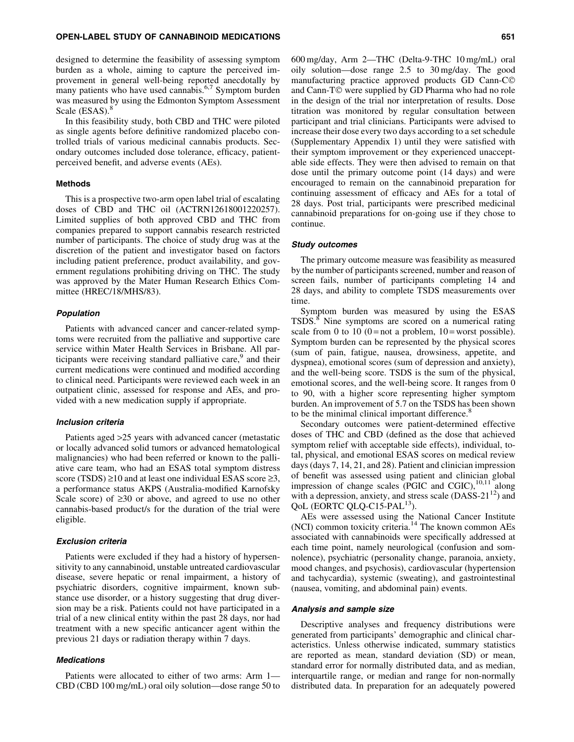designed to determine the feasibility of assessing symptom burden as a whole, aiming to capture the perceived improvement in general well-being reported anecdotally by many patients who have used cannabis.[6,7] Symptom burden was measured by using the Edmonton Symptom Assessment Scale (ESAS).[8]

In this feasibility study, both CBD and THC were piloted as single agents before definitive randomized placebo controlled trials of various medicinal cannabis products. Secondary outcomes included dose tolerance, efficacy, patient-perceived benefit, and adverse events (AEs).

### Methods

This is a prospective two-arm open label trial of escalating doses of CBD and THC oil (ACTRN12618001220257). Limited supplies of both approved CBD and THC from companies prepared to support cannabis research restricted number of participants. The choice of study drug was at the discretion of the patient and investigator based on factors including patient preference, product availability, and government regulations prohibiting driving on THC. The study was approved by the Mater Human Research Ethics Committee (HREC/18/MHS/83).

#### *Population*

Patients with advanced cancer and cancer-related symptoms were recruited from the palliative and supportive care service within Mater Health Services in Brisbane. All participants were receiving standard palliative care,[9] and their current medications were continued and modified according to clinical need. Participants were reviewed each week in an outpatient clinic, assessed for response and AEs, and provided with a new medication supply if appropriate.

#### *Inclusion criteria*

Patients aged >25 years with advanced cancer (metastatic or locally advanced solid tumors or advanced hematological malignancies) who had been referred or known to the palliative care team, who had an ESAS total symptom distress score (TSDS) ≥10 and at least one individual ESAS score ≥3, a performance status AKPS (Australia-modified Karnofsky Scale score) of ≥30 or above, and agreed to use no other cannabis-based product/s for the duration of the trial were eligible.

#### *Exclusion criteria*

Patients were excluded if they had a history of hypersensitivity to any cannabinoid, unstable untreated cardiovascular disease, severe hepatic or renal impairment, a history of psychiatric disorders, cognitive impairment, known substance use disorder, or a history suggesting that drug diversion may be a risk. Patients could not have participated in a trial of a new clinical entity within the past 28 days, nor had treatment with a new specific anticancer agent within the previous 21 days or radiation therapy within 7 days.

#### *Medications*

Patients were allocated to either of two arms: Arm 1—CBD (CBD 100 mg/mL) oral oily solution—dose range 50 to 600 mg/day, Arm 2—THC (Delta-9-THC 10 mg/mL) oral oily solution—dose range 2.5 to 30 mg/day. The good manufacturing practice approved products GD Cann-C© and Cann-T© were supplied by GD Pharma who had no role in the design of the trial nor interpretation of results. Dose titration was monitored by regular consultation between participant and trial clinicians. Participants were advised to increase their dose every two days according to a set schedule (Supplementary Appendix 1) until they were satisfied with their symptom improvement or they experienced unacceptable side effects. They were then advised to remain on that dose until the primary outcome point (14 days) and were encouraged to remain on the cannabinoid preparation for continuing assessment of efficacy and AEs for a total of 28 days. Post trial, participants were prescribed medicinal cannabinoid preparations for on-going use if they chose to continue.

#### *Study outcomes*

The primary outcome measure was feasibility as measured by the number of participants screened, number and reason of screen fails, number of participants completing 14 and 28 days, and ability to complete TSDS measurements over time.

Symptom burden was measured by using the ESAS TSDS.[8] Nine symptoms are scored on a numerical rating scale from 0 to 10 (0 = not a problem, 10 = worst possible). Symptom burden can be represented by the physical scores (sum of pain, fatigue, nausea, drowsiness, appetite, and dyspnea), emotional scores (sum of depression and anxiety), and the well-being score. TSDS is the sum of the physical, emotional scores, and the well-being score. It ranges from 0 to 90, with a higher score representing higher symptom burden. An improvement of 5.7 on the TSDS has been shown to be the minimal clinical important difference.[8]

Secondary outcomes were patient-determined effective doses of THC and CBD (defined as the dose that achieved symptom relief with acceptable side effects), individual, total, physical, and emotional ESAS scores on medical review days (days 7, 14, 21, and 28). Patient and clinician impression of benefit was assessed using patient and clinician global impression of change scales (PGIC and CGIC),[10,11] along with a depression, anxiety, and stress scale (DASS-21[12]) and QoL (EORTC QLQ-C15-PAL[13]).

AEs were assessed using the National Cancer Institute (NCI) common toxicity criteria.[14] The known common AEs associated with cannabinoids were specifically addressed at each time point, namely neurological (confusion and somnolence), psychiatric (personality change, paranoia, anxiety, mood changes, and psychosis), cardiovascular (hypertension and tachycardia), systemic (sweating), and gastrointestinal (nausea, vomiting, and abdominal pain) events.

#### *Analysis and sample size*

Descriptive analyses and frequency distributions were generated from participants' demographic and clinical characteristics. Unless otherwise indicated, summary statistics are reported as mean, standard deviation (SD) or mean, standard error for normally distributed data, and as median, interquartile range, or median and range for non-normally distributed data. In preparation for an adequately powered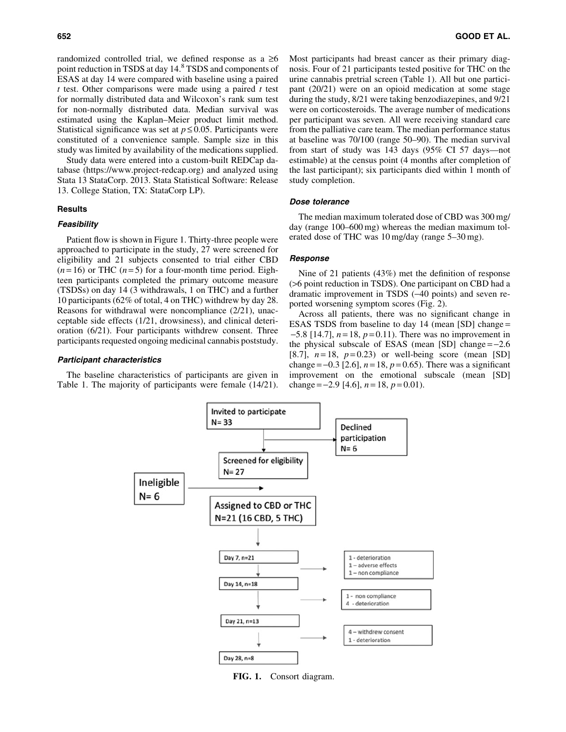randomized controlled trial, we defined response as a ≥6 point reduction in TSDS at day 14.[8] TSDS and components of ESAS at day 14 were compared with baseline using a paired *t* test. Other comparisons were made using a paired *t* test for normally distributed data and Wilcoxon's rank sum test for non-normally distributed data. Median survival was estimated using the Kaplan–Meier product limit method. Statistical significance was set at $p \leq 0.05$. Participants were constituted of a convenience sample. Sample size in this study was limited by availability of the medications supplied.

Study data were entered into a custom-built REDCap database (https://www.project-redcap.org) and analyzed using Stata 13 StataCorp. 2013. Stata Statistical Software: Release 13. College Station, TX: StataCorp LP).

## Results

### *Feasibility*

Patient flow is shown in Figure 1. Thirty-three people were approached to participate in the study, 27 were screened for eligibility and 21 subjects consented to trial either CBD ($n = 16$) or THC ($n = 5$) for a four-month time period. Eighteen participants completed the primary outcome measure (TSDSs) on day 14 (3 withdrawals, 1 on THC) and a further 10 participants (62% of total, 4 on THC) withdrew by day 28. Reasons for withdrawal were noncompliance (2/21), unacceptable side effects (1/21, drowsiness), and clinical deterioration (6/21). Four participants withdrew consent. Three participants requested ongoing medicinal cannabis poststudy.

### *Participant characteristics*

The baseline characteristics of participants are given in Table 1. The majority of participants were female (14/21). Most participants had breast cancer as their primary diagnosis. Four of 21 participants tested positive for THC on the urine cannabis pretrial screen (Table 1). All but one participant (20/21) were on an opioid medication at some stage during the study, 8/21 were taking benzodiazepines, and 9/21 were on corticosteroids. The average number of medications per participant was seven. All were receiving standard care from the palliative care team. The median performance status at baseline was 70/100 (range 50–90). The median survival from start of study was 143 days (95% CI 57 days—not estimable) at the census point (4 months after completion of the last participant); six participants died within 1 month of study completion.

### *Dose tolerance*

The median maximum tolerated dose of CBD was 300 mg/day (range 100–600 mg) whereas the median maximum tolerated dose of THC was 10 mg/day (range 5–30 mg).

### *Response*

Nine of 21 patients (43%) met the definition of response (>6 point reduction in TSDS). One participant on CBD had a dramatic improvement in TSDS (−40 points) and seven reported worsening symptom scores (Fig. 2).

Across all patients, there was no significant change in ESAS TSDS from baseline to day 14 (mean [SD] change = −5.8 [14.7], $n = 18$, $p = 0.11$). There was no improvement in the physical subscale of ESAS (mean [SD] change = −2.6 [8.7], $n = 18$, $p = 0.23$) or well-being score (mean [SD] change = −0.3 [2.6], $n = 18$, $p = 0.65$). There was a significant improvement on the emotional subscale (mean [SD] change = −2.9 [4.6], $n = 18$, $p = 0.01$).

**FIG. 1.** Consort diagram.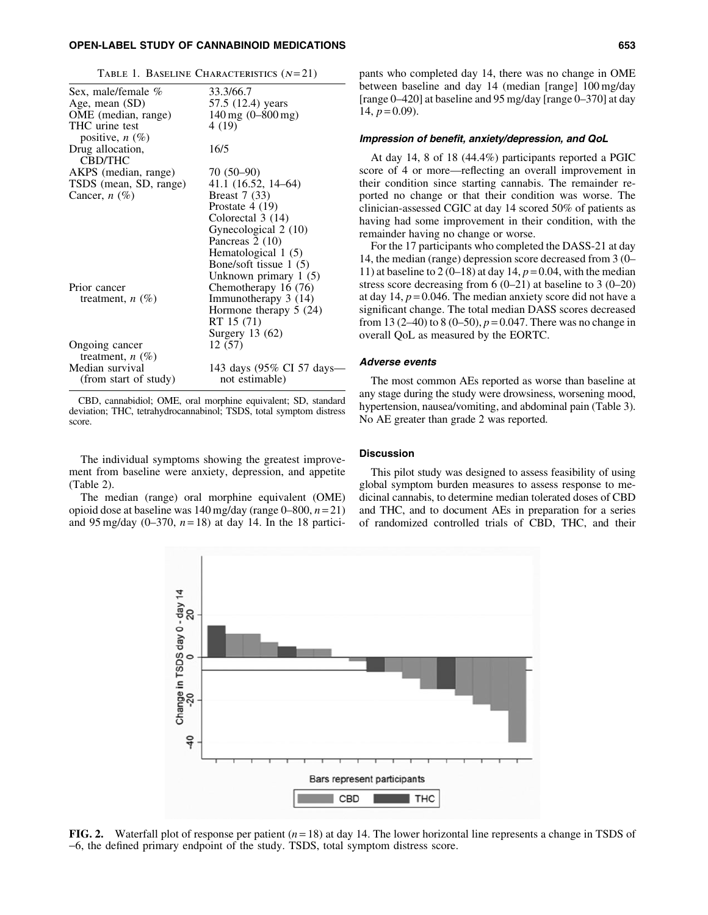TABLE 1. BASELINE CHARACTERISTICS ($N$ = 21)

| | |
|---|---|
| Sex, male/female % | 33.3/66.7 |
| Age, mean (SD) | 57.5 (12.4) years |
| OME (median, range) | 140 mg (0–800 mg) |
| THC urine test positive, *n* (%) | 4 (19) |
| Drug allocation, CBD/THC | 16/5 |
| AKPS (median, range) | 70 (50–90) |
| TSDS (mean, SD, range) | 41.1 (16.52, 14–64) |
| Cancer, *n* (%) | Breast 7 (33) |
| | Prostate 4 (19) |
| | Colorectal 3 (14) |
| | Gynecological 2 (10) |
| | Pancreas 2 (10) |
| | Hematological 1 (5) |
| | Bone/soft tissue 1 (5) |
| | Unknown primary 1 (5) |
| Prior cancer treatment, *n* (%) | Chemotherapy 16 (76) |
| | Immunotherapy 3 (14) |
| | Hormone therapy 5 (24) |
| | RT 15 (71) |
| | Surgery 13 (62) |
| Ongoing cancer treatment, *n* (%) | 12 (57) |
| Median survival (from start of study) | 143 days (95% CI 57 days—not estimable) |

CBD, cannabidiol; OME, oral morphine equivalent; SD, standard deviation; THC, tetrahydrocannabinol; TSDS, total symptom distress score.

The individual symptoms showing the greatest improvement from baseline were anxiety, depression, and appetite (Table 2).

The median (range) oral morphine equivalent (OME) opioid dose at baseline was 140 mg/day (range 0–800, $n = 21$) and 95 mg/day (0–370, $n = 18$) at day 14. In the 18 participants who completed day 14, there was no change in OME between baseline and day 14 (median [range] 100 mg/day [range 0–420] at baseline and 95 mg/day [range 0–370] at day 14, $p = 0.09$).

#### *Impression of benefit, anxiety/depression, and QoL*

At day 14, 8 of 18 (44.4%) participants reported a PGIC score of 4 or more—reflecting an overall improvement in their condition since starting cannabis. The remainder reported no change or that their condition was worse. The clinician-assessed CGIC at day 14 scored 50% of patients as having had some improvement in their condition, with the remainder having no change or worse.

For the 17 participants who completed the DASS-21 at day 14, the median (range) depression score decreased from 3 (0–11) at baseline to 2 (0–18) at day 14, $p = 0.04$, with the median stress score decreasing from 6 (0–21) at baseline to 3 (0–20) at day 14, $p = 0.046$. The median anxiety score did not have a significant change. The total median DASS scores decreased from 13 (2–40) to 8 (0–50), $p = 0.047$. There was no change in overall QoL as measured by the EORTC.

#### *Adverse events*

The most common AEs reported as worse than baseline at any stage during the study were drowsiness, worsening mood, hypertension, nausea/vomiting, and abdominal pain (Table 3). No AE greater than grade 2 was reported.

### Discussion

This pilot study was designed to assess feasibility of using global symptom burden measures to assess response to medicinal cannabis, to determine median tolerated doses of CBD and THC, and to document AEs in preparation for a series of randomized controlled trials of CBD, THC, and their

**FIG. 2.** Waterfall plot of response per patient ($n = 18$) at day 14. The lower horizontal line represents a change in TSDS of −6, the defined primary endpoint of the study. TSDS, total symptom distress score.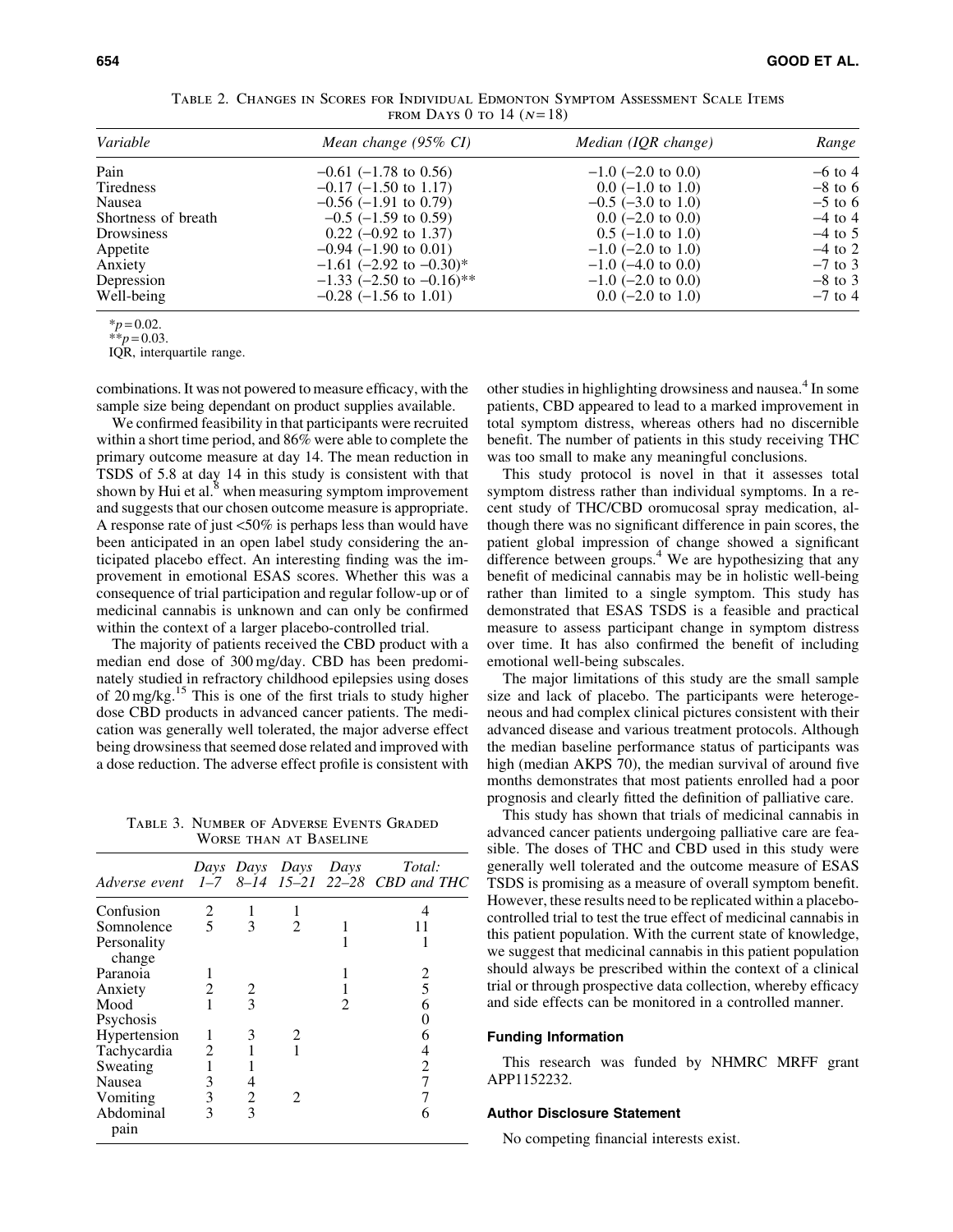Table 2. Changes in Scores for Individual Edmonton Symptom Assessment Scale Items from Days 0 to 14 ($n$ = 18)

| *Variable* | *Mean change (95% CI)* | *Median (IQR change)* | *Range* |
|---|---|---|---|
| Pain | −0.61 (−1.78 to 0.56) | −1.0 (−2.0 to 0.0) | −6 to 4 |
| Tiredness | −0.17 (−1.50 to 1.17) | 0.0 (−1.0 to 1.0) | −8 to 6 |
| Nausea | −0.56 (−1.91 to 0.79) | −0.5 (−3.0 to 1.0) | −5 to 6 |
| Shortness of breath | −0.5 (−1.59 to 0.59) | 0.0 (−2.0 to 0.0) | −4 to 4 |
| Drowsiness | 0.22 (−0.92 to 1.37) | 0.5 (−1.0 to 1.0) | −4 to 5 |
| Appetite | −0.94 (−1.90 to 0.01) | −1.0 (−2.0 to 1.0) | −4 to 2 |
| Anxiety | −1.61 (−2.92 to −0.30)* | −1.0 (−4.0 to 0.0) | −7 to 3 |
| Depression | −1.33 (−2.50 to −0.16)** | −1.0 (−2.0 to 0.0) | −8 to 3 |
| Well-being | −0.28 (−1.56 to 1.01) | 0.0 (−2.0 to 1.0) | −7 to 4 |

*$p = 0.02$.
**$p = 0.03$.
IQR, interquartile range.

combinations. It was not powered to measure efficacy, with the sample size being dependant on product supplies available.

We confirmed feasibility in that participants were recruited within a short time period, and 86% were able to complete the primary outcome measure at day 14. The mean reduction in TSDS of 5.8 at day 14 in this study is consistent with that shown by Hui et al.[8] when measuring symptom improvement and suggests that our chosen outcome measure is appropriate. A response rate of just <50% is perhaps less than would have been anticipated in an open label study considering the anticipated placebo effect. An interesting finding was the improvement in emotional ESAS scores. Whether this was a consequence of trial participation and regular follow-up or of medicinal cannabis is unknown and can only be confirmed within the context of a larger placebo-controlled trial.

The majority of patients received the CBD product with a median end dose of 300 mg/day. CBD has been predominately studied in refractory childhood epilepsies using doses of 20 mg/kg.[15] This is one of the first trials to study higher dose CBD products in advanced cancer patients. The medication was generally well tolerated, the major adverse effect being drowsiness that seemed dose related and improved with a dose reduction. The adverse effect profile is consistent with other studies in highlighting drowsiness and nausea.[4] In some patients, CBD appeared to lead to a marked improvement in total symptom distress, whereas others had no discernible benefit. The number of patients in this study receiving THC was too small to make any meaningful conclusions.

This study protocol is novel in that it assesses total symptom distress rather than individual symptoms. In a recent study of THC/CBD oromucosal spray medication, although there was no significant difference in pain scores, the patient global impression of change showed a significant difference between groups.[4] We are hypothesizing that any benefit of medicinal cannabis may be in holistic well-being rather than limited to a single symptom. This study has demonstrated that ESAS TSDS is a feasible and practical measure to assess participant change in symptom distress over time. It has also confirmed the benefit of including emotional well-being subscales.

The major limitations of this study are the small sample size and lack of placebo. The participants were heterogeneous and had complex clinical pictures consistent with their advanced disease and various treatment protocols. Although the median baseline performance status of participants was high (median AKPS 70), the median survival of around five months demonstrates that most patients enrolled had a poor prognosis and clearly fitted the definition of palliative care.

This study has shown that trials of medicinal cannabis in advanced cancer patients undergoing palliative care are feasible. The doses of THC and CBD used in this study were generally well tolerated and the outcome measure of ESAS TSDS is promising as a measure of overall symptom benefit. However, these results need to be replicated within a placebo-controlled trial to test the true effect of medicinal cannabis in this patient population. With the current state of knowledge, we suggest that medicinal cannabis in this patient population should always be prescribed within the context of a clinical trial or through prospective data collection, whereby efficacy and side effects can be monitored in a controlled manner.

Table 3. Number of Adverse Events Graded Worse than at Baseline

| *Adverse event* | *Days 1–7* | *Days 8–14* | *Days 15–21* | *Days 22–28* | *Total: CBD and THC* |
|---|---|---|---|---|---|
| Confusion | 2 | 1 | 1 | | 4 |
| Somnolence | 5 | 3 | 2 | 1 | 11 |
| Personality change | | | | 1 | 1 |
| Paranoia | 1 | | | 1 | 2 |
| Anxiety | 2 | 2 | | 1 | 5 |
| Mood | 1 | 3 | | 2 | 6 |
| Psychosis | | | | | 0 |
| Hypertension | 1 | 3 | 2 | | 6 |
| Tachycardia | 2 | 1 | 1 | | 4 |
| Sweating | 1 | 1 | | | 2 |
| Nausea | 3 | 4 | | | 7 |
| Vomiting | 3 | 2 | 2 | | 7 |
| Abdominal pain | 3 | 3 | | | 6 |

### Funding Information

This research was funded by NHMRC MRFF grant APP1152232.

### Author Disclosure Statement

No competing financial interests exist.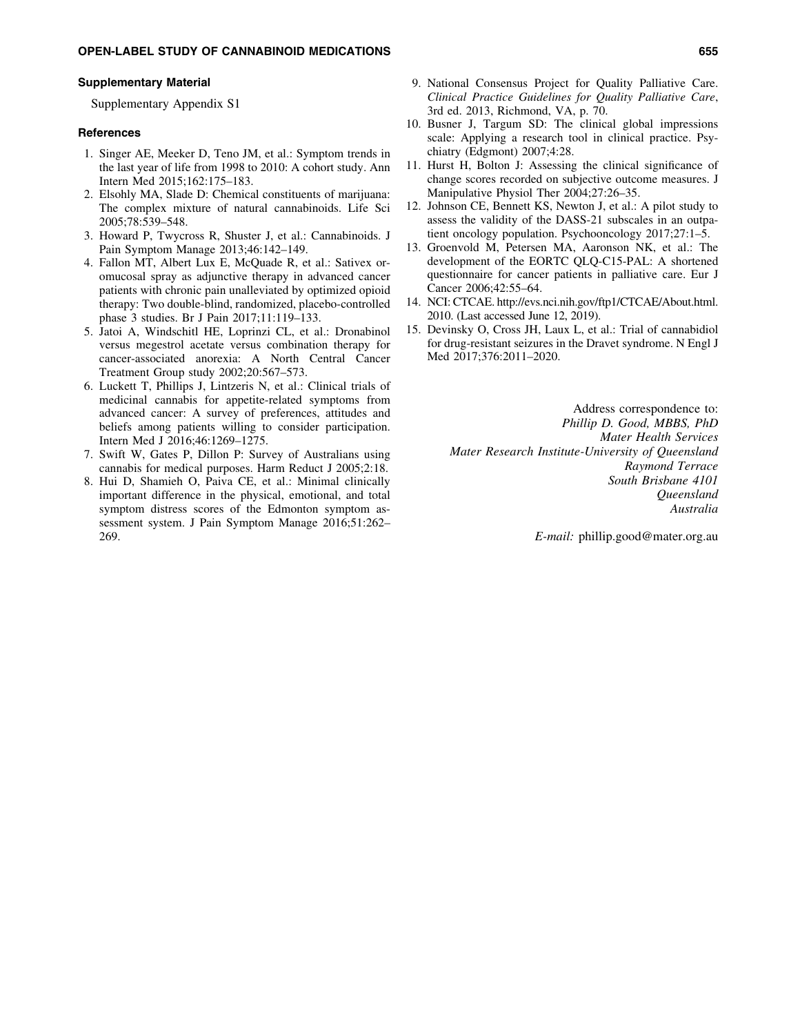## Supplementary Material

Supplementary Appendix S1

## References

1. Singer AE, Meeker D, Teno JM, et al.: Symptom trends in the last year of life from 1998 to 2010: A cohort study. Ann Intern Med 2015;162:175–183.
2. Elsohly MA, Slade D: Chemical constituents of marijuana: The complex mixture of natural cannabinoids. Life Sci 2005;78:539–548.
3. Howard P, Twycross R, Shuster J, et al.: Cannabinoids. J Pain Symptom Manage 2013;46:142–149.
4. Fallon MT, Albert Lux E, McQuade R, et al.: Sativex oromucosal spray as adjunctive therapy in advanced cancer patients with chronic pain unalleviated by optimized opioid therapy: Two double-blind, randomized, placebo-controlled phase 3 studies. Br J Pain 2017;11:119–133.
5. Jatoi A, Windschitl HE, Loprinzi CL, et al.: Dronabinol versus megestrol acetate versus combination therapy for cancer-associated anorexia: A North Central Cancer Treatment Group study 2002;20:567–573.
6. Luckett T, Phillips J, Lintzeris N, et al.: Clinical trials of medicinal cannabis for appetite-related symptoms from advanced cancer: A survey of preferences, attitudes and beliefs among patients willing to consider participation. Intern Med J 2016;46:1269–1275.
7. Swift W, Gates P, Dillon P: Survey of Australians using cannabis for medical purposes. Harm Reduct J 2005;2:18.
8. Hui D, Shamieh O, Paiva CE, et al.: Minimal clinically important difference in the physical, emotional, and total symptom distress scores of the Edmonton symptom assessment system. J Pain Symptom Manage 2016;51:262–269.
9. National Consensus Project for Quality Palliative Care. *Clinical Practice Guidelines for Quality Palliative Care*, 3rd ed. 2013, Richmond, VA, p. 70.
10. Busner J, Targum SD: The clinical global impressions scale: Applying a research tool in clinical practice. Psychiatry (Edgmont) 2007;4:28.
11. Hurst H, Bolton J: Assessing the clinical significance of change scores recorded on subjective outcome measures. J Manipulative Physiol Ther 2004;27:26–35.
12. Johnson CE, Bennett KS, Newton J, et al.: A pilot study to assess the validity of the DASS-21 subscales in an outpatient oncology population. Psychooncology 2017;27:1–5.
13. Groenvold M, Petersen MA, Aaronson NK, et al.: The development of the EORTC QLQ-C15-PAL: A shortened questionnaire for cancer patients in palliative care. Eur J Cancer 2006;42:55–64.
14. NCI: CTCAE. http://evs.nci.nih.gov/ftp1/CTCAE/About.html. 2010. (Last accessed June 12, 2019).
15. Devinsky O, Cross JH, Laux L, et al.: Trial of cannabidiol for drug-resistant seizures in the Dravet syndrome. N Engl J Med 2017;376:2011–2020.

Address correspondence to:
*Phillip D. Good, MBBS, PhD*
*Mater Health Services*
*Mater Research Institute-University of Queensland*
*Raymond Terrace*
*South Brisbane 4101*
*Queensland*
*Australia*

*E-mail:* phillip.good@mater.org.au